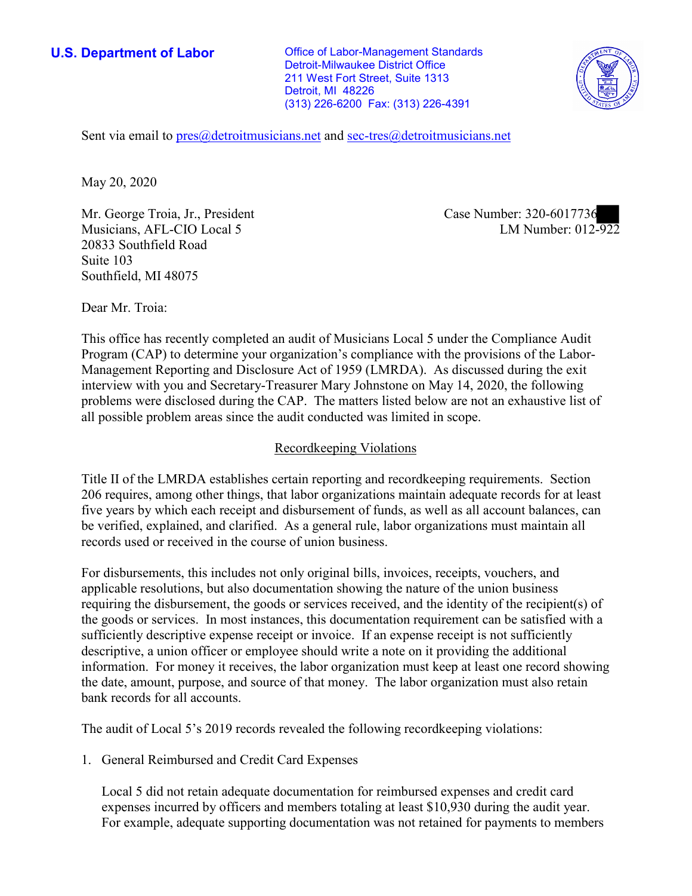**U.S. Department of Labor**

Office of Labor-Management Standards
Detroit-Milwaukee District Office
211 West Fort Street, Suite 1313
Detroit, MI 48226
(313) 226-6200 Fax: (313) 226-4391

Sent via email to pres@detroitmusicians.net and sec-tres@detroitmusicians.net

May 20, 2020

Mr. George Troia, Jr., President
Musicians, AFL-CIO Local 5
20833 Southfield Road
Suite 103
Southfield, MI 48075

Case Number: 320-6017736
LM Number: 012-922

Dear Mr. Troia:

This office has recently completed an audit of Musicians Local 5 under the Compliance Audit Program (CAP) to determine your organization's compliance with the provisions of the Labor-Management Reporting and Disclosure Act of 1959 (LMRDA). As discussed during the exit interview with you and Secretary-Treasurer Mary Johnstone on May 14, 2020, the following problems were disclosed during the CAP. The matters listed below are not an exhaustive list of all possible problem areas since the audit conducted was limited in scope.

## Recordkeeping Violations

Title II of the LMRDA establishes certain reporting and recordkeeping requirements. Section 206 requires, among other things, that labor organizations maintain adequate records for at least five years by which each receipt and disbursement of funds, as well as all account balances, can be verified, explained, and clarified. As a general rule, labor organizations must maintain all records used or received in the course of union business.

For disbursements, this includes not only original bills, invoices, receipts, vouchers, and applicable resolutions, but also documentation showing the nature of the union business requiring the disbursement, the goods or services received, and the identity of the recipient(s) of the goods or services. In most instances, this documentation requirement can be satisfied with a sufficiently descriptive expense receipt or invoice. If an expense receipt is not sufficiently descriptive, a union officer or employee should write a note on it providing the additional information. For money it receives, the labor organization must keep at least one record showing the date, amount, purpose, and source of that money. The labor organization must also retain bank records for all accounts.

The audit of Local 5's 2019 records revealed the following recordkeeping violations:

1. General Reimbursed and Credit Card Expenses

   Local 5 did not retain adequate documentation for reimbursed expenses and credit card expenses incurred by officers and members totaling at least $10,930 during the audit year. For example, adequate supporting documentation was not retained for payments to members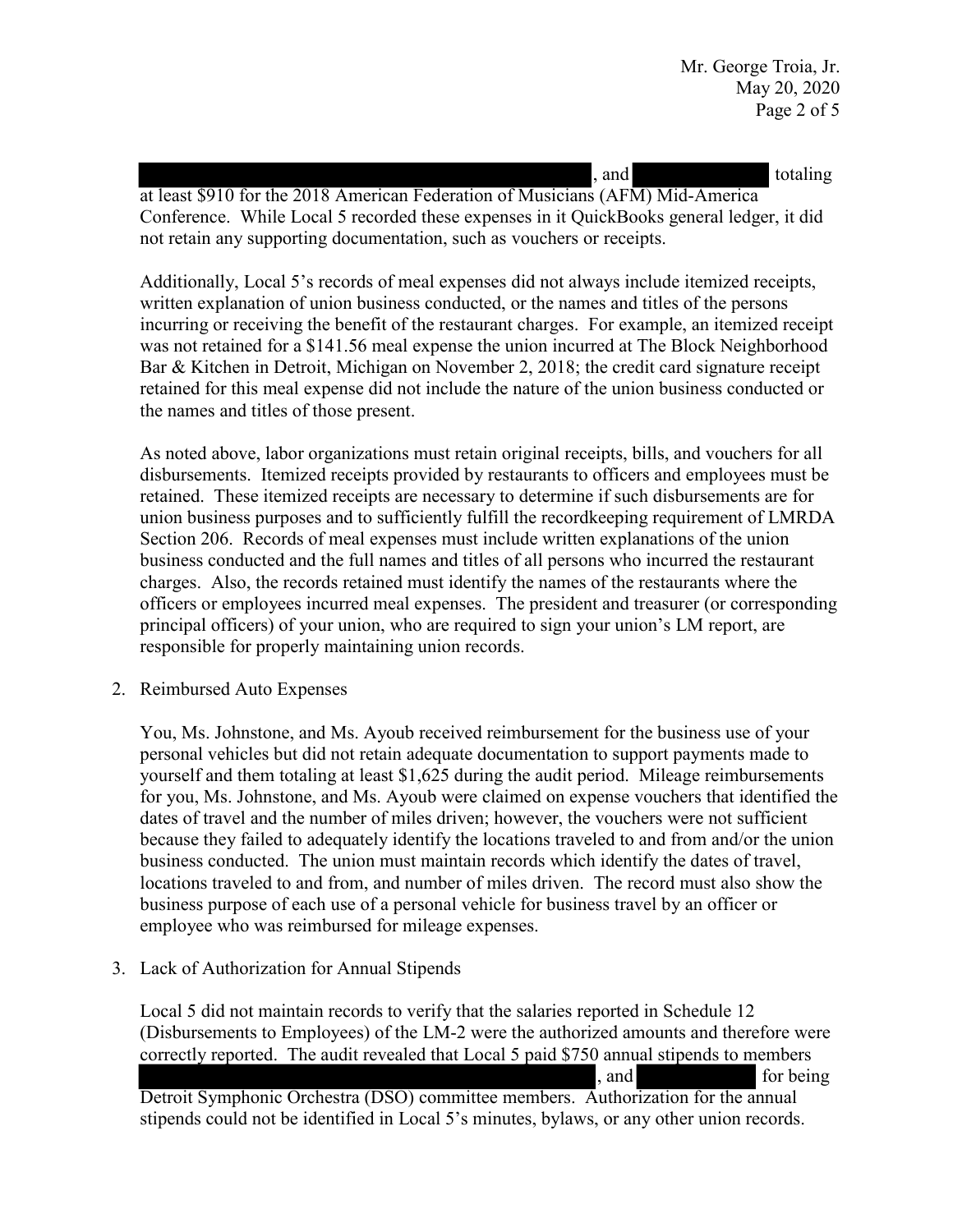, and  totaling at least $910 for the 2018 American Federation of Musicians (AFM) Mid-America Conference. While Local 5 recorded these expenses in it QuickBooks general ledger, it did not retain any supporting documentation, such as vouchers or receipts.

Additionally, Local 5's records of meal expenses did not always include itemized receipts, written explanation of union business conducted, or the names and titles of the persons incurring or receiving the benefit of the restaurant charges. For example, an itemized receipt was not retained for a $141.56 meal expense the union incurred at The Block Neighborhood Bar & Kitchen in Detroit, Michigan on November 2, 2018; the credit card signature receipt retained for this meal expense did not include the nature of the union business conducted or the names and titles of those present.

As noted above, labor organizations must retain original receipts, bills, and vouchers for all disbursements. Itemized receipts provided by restaurants to officers and employees must be retained. These itemized receipts are necessary to determine if such disbursements are for union business purposes and to sufficiently fulfill the recordkeeping requirement of LMRDA Section 206. Records of meal expenses must include written explanations of the union business conducted and the full names and titles of all persons who incurred the restaurant charges. Also, the records retained must identify the names of the restaurants where the officers or employees incurred meal expenses. The president and treasurer (or corresponding principal officers) of your union, who are required to sign your union's LM report, are responsible for properly maintaining union records.

2. Reimbursed Auto Expenses

   You, Ms. Johnstone, and Ms. Ayoub received reimbursement for the business use of your personal vehicles but did not retain adequate documentation to support payments made to yourself and them totaling at least $1,625 during the audit period. Mileage reimbursements for you, Ms. Johnstone, and Ms. Ayoub were claimed on expense vouchers that identified the dates of travel and the number of miles driven; however, the vouchers were not sufficient because they failed to adequately identify the locations traveled to and from and/or the union business conducted. The union must maintain records which identify the dates of travel, locations traveled to and from, and number of miles driven. The record must also show the business purpose of each use of a personal vehicle for business travel by an officer or employee who was reimbursed for mileage expenses.

3. Lack of Authorization for Annual Stipends

   Local 5 did not maintain records to verify that the salaries reported in Schedule 12 (Disbursements to Employees) of the LM-2 were the authorized amounts and therefore were correctly reported. The audit revealed that Local 5 paid $750 annual stipends to members , and  for being Detroit Symphonic Orchestra (DSO) committee members. Authorization for the annual stipends could not be identified in Local 5's minutes, bylaws, or any other union records.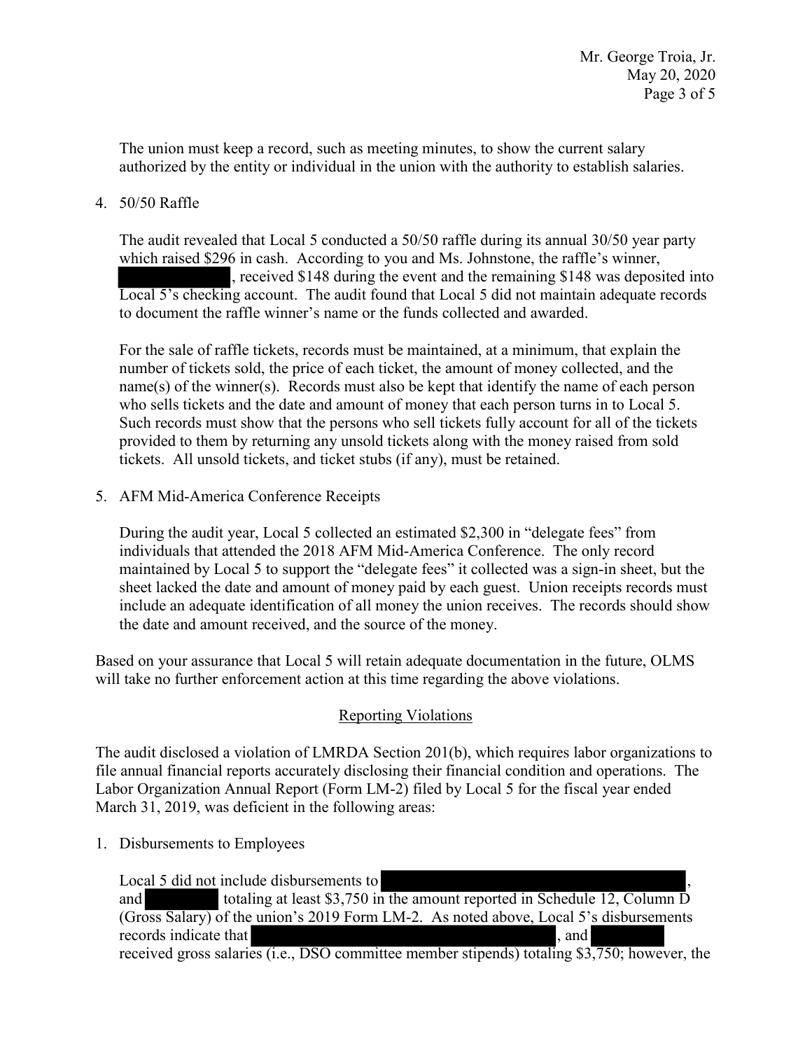The union must keep a record, such as meeting minutes, to show the current salary authorized by the entity or individual in the union with the authority to establish salaries.

4. 50/50 Raffle

   The audit revealed that Local 5 conducted a 50/50 raffle during its annual 30/50 year party which raised $296 in cash. According to you and Ms. Johnstone, the raffle's winner, , received $148 during the event and the remaining $148 was deposited into Local 5's checking account. The audit found that Local 5 did not maintain adequate records to document the raffle winner's name or the funds collected and awarded.

   For the sale of raffle tickets, records must be maintained, at a minimum, that explain the number of tickets sold, the price of each ticket, the amount of money collected, and the name(s) of the winner(s). Records must also be kept that identify the name of each person who sells tickets and the date and amount of money that each person turns in to Local 5. Such records must show that the persons who sell tickets fully account for all of the tickets provided to them by returning any unsold tickets along with the money raised from sold tickets. All unsold tickets, and ticket stubs (if any), must be retained.

5. AFM Mid-America Conference Receipts

   During the audit year, Local 5 collected an estimated $2,300 in "delegate fees" from individuals that attended the 2018 AFM Mid-America Conference. The only record maintained by Local 5 to support the "delegate fees" it collected was a sign-in sheet, but the sheet lacked the date and amount of money paid by each guest. Union receipts records must include an adequate identification of all money the union receives. The records should show the date and amount received, and the source of the money.

Based on your assurance that Local 5 will retain adequate documentation in the future, OLMS will take no further enforcement action at this time regarding the above violations.

<u>Reporting Violations</u>

The audit disclosed a violation of LMRDA Section 201(b), which requires labor organizations to file annual financial reports accurately disclosing their financial condition and operations. The Labor Organization Annual Report (Form LM-2) filed by Local 5 for the fiscal year ended March 31, 2019, was deficient in the following areas:

1. Disbursements to Employees

   Local 5 did not include disbursements to , and totaling at least $3,750 in the amount reported in Schedule 12, Column D (Gross Salary) of the union's 2019 Form LM-2. As noted above, Local 5's disbursements records indicate that , and received gross salaries (i.e., DSO committee member stipends) totaling $3,750; however, the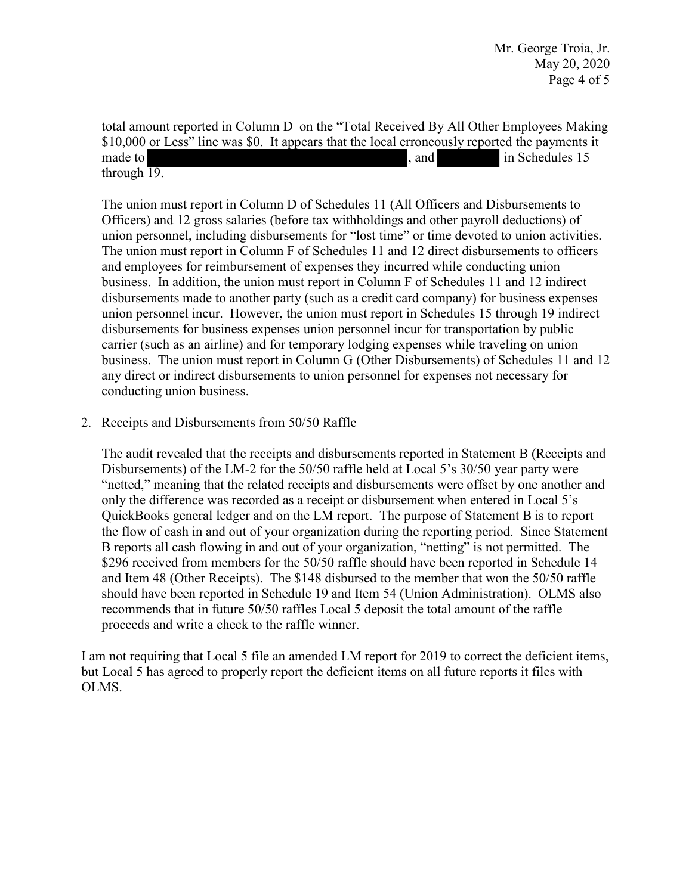total amount reported in Column D on the "Total Received By All Other Employees Making $10,000 or Less" line was $0. It appears that the local erroneously reported the payments it made to , and in Schedules 15 through 19.

The union must report in Column D of Schedules 11 (All Officers and Disbursements to Officers) and 12 gross salaries (before tax withholdings and other payroll deductions) of union personnel, including disbursements for "lost time" or time devoted to union activities. The union must report in Column F of Schedules 11 and 12 direct disbursements to officers and employees for reimbursement of expenses they incurred while conducting union business. In addition, the union must report in Column F of Schedules 11 and 12 indirect disbursements made to another party (such as a credit card company) for business expenses union personnel incur. However, the union must report in Schedules 15 through 19 indirect disbursements for business expenses union personnel incur for transportation by public carrier (such as an airline) and for temporary lodging expenses while traveling on union business. The union must report in Column G (Other Disbursements) of Schedules 11 and 12 any direct or indirect disbursements to union personnel for expenses not necessary for conducting union business.

2. Receipts and Disbursements from 50/50 Raffle

   The audit revealed that the receipts and disbursements reported in Statement B (Receipts and Disbursements) of the LM-2 for the 50/50 raffle held at Local 5's 30/50 year party were "netted," meaning that the related receipts and disbursements were offset by one another and only the difference was recorded as a receipt or disbursement when entered in Local 5's QuickBooks general ledger and on the LM report. The purpose of Statement B is to report the flow of cash in and out of your organization during the reporting period. Since Statement B reports all cash flowing in and out of your organization, "netting" is not permitted. The $296 received from members for the 50/50 raffle should have been reported in Schedule 14 and Item 48 (Other Receipts). The $148 disbursed to the member that won the 50/50 raffle should have been reported in Schedule 19 and Item 54 (Union Administration). OLMS also recommends that in future 50/50 raffles Local 5 deposit the total amount of the raffle proceeds and write a check to the raffle winner.

I am not requiring that Local 5 file an amended LM report for 2019 to correct the deficient items, but Local 5 has agreed to properly report the deficient items on all future reports it files with OLMS.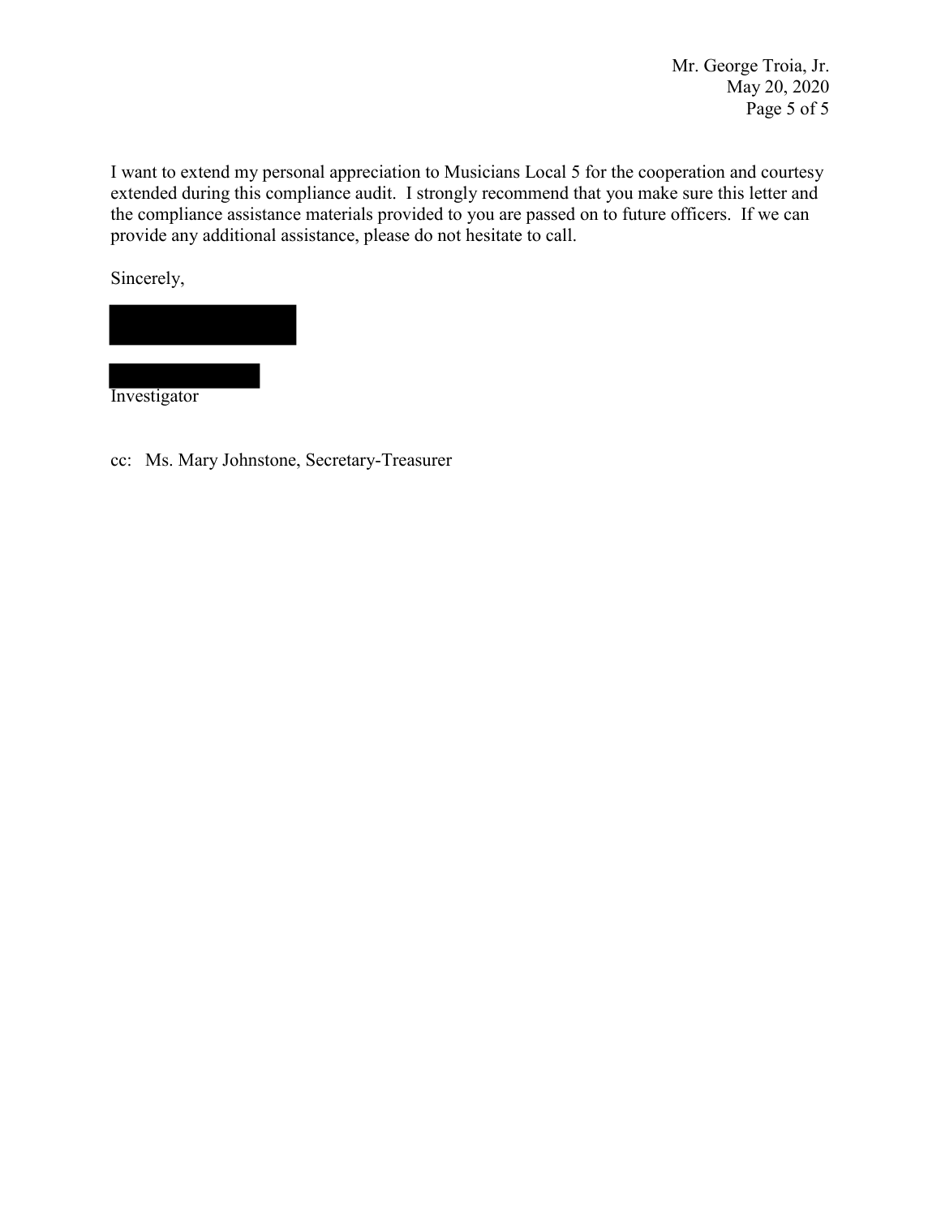I want to extend my personal appreciation to Musicians Local 5 for the cooperation and courtesy extended during this compliance audit. I strongly recommend that you make sure this letter and the compliance assistance materials provided to you are passed on to future officers. If we can provide any additional assistance, please do not hesitate to call.

Sincerely,

Investigator

cc: Ms. Mary Johnstone, Secretary-Treasurer